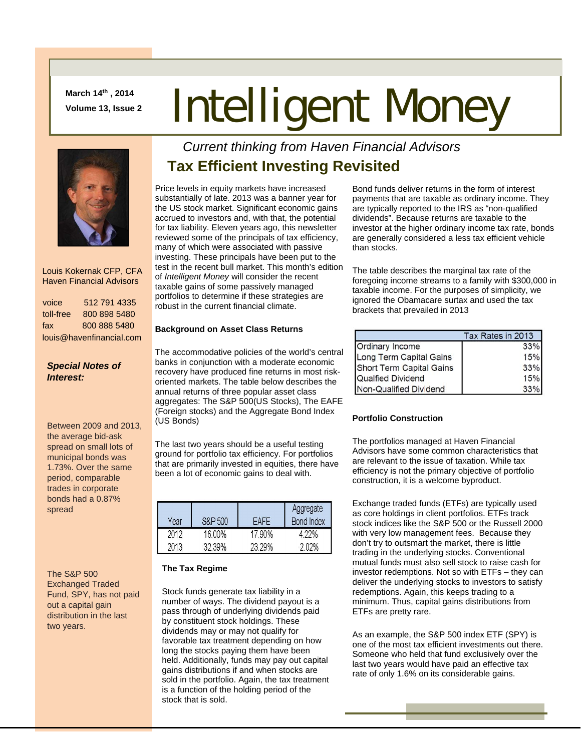March 14th, 2014

Volume 13, Issue 2

# Intelligent Money

*Current thinking from Haven Financial Advisors*

Louis Kokernak CFP, CFA
Haven Financial Advisors

| | |
|---|---|
| voice | 512 791 4335 |
| toll-free | 800 898 5480 |
| fax | 800 888 5480 |

louis@havenfinancial.com

***Special Notes of Interest:***

Between 2009 and 2013, the average bid-ask spread on small lots of municipal bonds was 1.73%. Over the same period, comparable trades in corporate bonds had a 0.87% spread

The S&P 500 Exchanged Traded Fund, SPY, has not paid out a capital gain distribution in the last two years.

## Tax Efficient Investing Revisited

Price levels in equity markets have increased substantially of late. 2013 was a banner year for the US stock market. Significant economic gains accrued to investors and, with that, the potential for tax liability. Eleven years ago, this newsletter reviewed some of the principals of tax efficiency, many of which were associated with passive investing. These principals have been put to the test in the recent bull market. This month's edition of *Intelligent Money* will consider the recent taxable gains of some passively managed portfolios to determine if these strategies are robust in the current financial climate.

**Background on Asset Class Returns**

The accommodative policies of the world's central banks in conjunction with a moderate economic recovery have produced fine returns in most risk-oriented markets. The table below describes the annual returns of three popular asset class aggregates: The S&P 500(US Stocks), The EAFE (Foreign stocks) and the Aggregate Bond Index (US Bonds)

The last two years should be a useful testing ground for portfolio tax efficiency. For portfolios that are primarily invested in equities, there have been a lot of economic gains to deal with.

| Year | S&P 500 | EAFE | Aggregate Bond Index |
|---|---|---|---|
| 2012 | 16.00% | 17.90% | 4.22% |
| 2013 | 32.39% | 23.29% | -2.02% |

**The Tax Regime**

Stock funds generate tax liability in a number of ways. The dividend payout is a pass through of underlying dividends paid by constituent stock holdings. These dividends may or may not qualify for favorable tax treatment depending on how long the stocks paying them have been held. Additionally, funds may pay out capital gains distributions if and when stocks are sold in the portfolio. Again, the tax treatment is a function of the holding period of the stock that is sold.

Bond funds deliver returns in the form of interest payments that are taxable as ordinary income. They are typically reported to the IRS as "non-qualified dividends". Because returns are taxable to the investor at the higher ordinary income tax rate, bonds are generally considered a less tax efficient vehicle than stocks.

The table describes the marginal tax rate of the foregoing income streams to a family with $300,000 in taxable income. For the purposes of simplicity, we ignored the Obamacare surtax and used the tax brackets that prevailed in 2013

| | Tax Rates in 2013 |
|---|---|
| Ordinary Income | 33% |
| Long Term Capital Gains | 15% |
| Short Term Capital Gains | 33% |
| Qualfied Dividend | 15% |
| Non-Qualified Dividend | 33% |

**Portfolio Construction**

The portfolios managed at Haven Financial Advisors have some common characteristics that are relevant to the issue of taxation. While tax efficiency is not the primary objective of portfolio construction, it is a welcome byproduct.

Exchange traded funds (ETFs) are typically used as core holdings in client portfolios. ETFs track stock indices like the S&P 500 or the Russell 2000 with very low management fees. Because they don't try to outsmart the market, there is little trading in the underlying stocks. Conventional mutual funds must also sell stock to raise cash for investor redemptions. Not so with ETFs – they can deliver the underlying stocks to investors to satisfy redemptions. Again, this keeps trading to a minimum. Thus, capital gains distributions from ETFs are pretty rare.

As an example, the S&P 500 index ETF (SPY) is one of the most tax efficient investments out there. Someone who held that fund exclusively over the last two years would have paid an effective tax rate of only 1.6% on its considerable gains.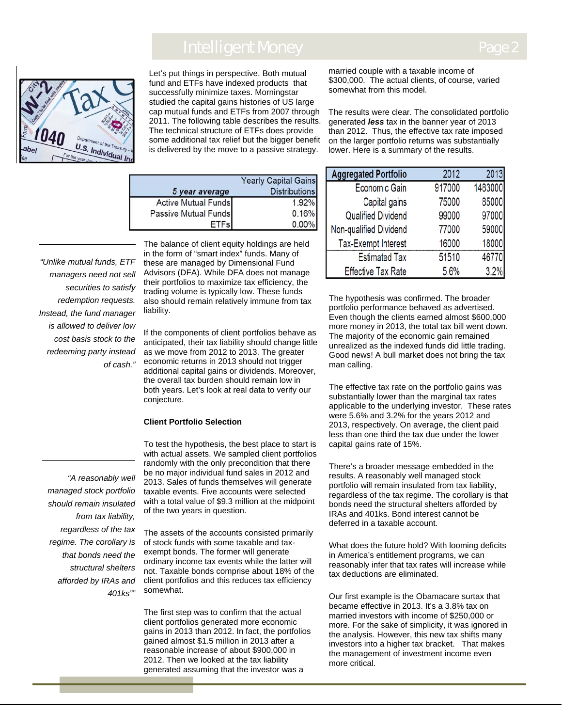Let's put things in perspective. Both mutual fund and ETFs have indexed products that successfully minimize taxes. Morningstar studied the capital gains histories of US large cap mutual funds and ETFs from 2007 through 2011. The following table describes the results. The technical structure of ETFs does provide some additional tax relief but the bigger benefit is delivered by the move to a passive strategy.

| *5 year average* | Yearly Capital Gains Distributions |
|---|---|
| Active Mutual Funds | 1.92% |
| Passive Mutual Funds | 0.16% |
| ETFs | 0.00% |

*"Unlike mutual funds, ETF managers need not sell securities to satisfy redemption requests. Instead, the fund manager is allowed to deliver low cost basis stock to the redeeming party instead of cash."*

The balance of client equity holdings are held in the form of "smart index" funds. Many of these are managed by Dimensional Fund Advisors (DFA). While DFA does not manage their portfolios to maximize tax efficiency, the trading volume is typically low. These funds also should remain relatively immune from tax liability.

If the components of client portfolios behave as anticipated, their tax liability should change little as we move from 2012 to 2013. The greater economic returns in 2013 should not trigger additional capital gains or dividends. Moreover, the overall tax burden should remain low in both years. Let's look at real data to verify our conjecture.

**Client Portfolio Selection**

To test the hypothesis, the best place to start is with actual assets. We sampled client portfolios randomly with the only precondition that there be no major individual fund sales in 2012 and 2013. Sales of funds themselves will generate taxable events. Five accounts were selected with a total value of $9.3 million at the midpoint of the two years in question.

*"A reasonably well managed stock portfolio should remain insulated from tax liability, regardless of the tax regime. The corollary is that bonds need the structural shelters afforded by IRAs and 401ks""*

The assets of the accounts consisted primarily of stock funds with some taxable and tax-exempt bonds. The former will generate ordinary income tax events while the latter will not. Taxable bonds comprise about 18% of the client portfolios and this reduces tax efficiency somewhat.

The first step was to confirm that the actual client portfolios generated more economic gains in 2013 than 2012. In fact, the portfolios gained almost $1.5 million in 2013 after a reasonable increase of about $900,000 in 2012. Then we looked at the tax liability generated assuming that the investor was a married couple with a taxable income of $300,000. The actual clients, of course, varied somewhat from this model.

The results were clear. The consolidated portfolio generated ***less*** tax in the banner year of 2013 than 2012. Thus, the effective tax rate imposed on the larger portfolio returns was substantially lower. Here is a summary of the results.

| Aggregated Portfolio | 2012 | 2013 |
|---|---|---|
| Economic Gain | 917000 | 1483000 |
| Capital gains | 75000 | 85000 |
| Qualified Dividend | 99000 | 97000 |
| Non-qualified Dividend | 77000 | 59000 |
| Tax-Exempt Interest | 16000 | 18000 |
| Estimated Tax | 51510 | 46770 |
| Effective Tax Rate | 5.6% | 3.2% |

The hypothesis was confirmed. The broader portfolio performance behaved as advertised. Even though the clients earned almost $600,000 more money in 2013, the total tax bill went down. The majority of the economic gain remained unrealized as the indexed funds did little trading. Good news! A bull market does not bring the tax man calling.

The effective tax rate on the portfolio gains was substantially lower than the marginal tax rates applicable to the underlying investor. These rates were 5.6% and 3.2% for the years 2012 and 2013, respectively. On average, the client paid less than one third the tax due under the lower capital gains rate of 15%.

There's a broader message embedded in the results. A reasonably well managed stock portfolio will remain insulated from tax liability, regardless of the tax regime. The corollary is that bonds need the structural shelters afforded by IRAs and 401ks. Bond interest cannot be deferred in a taxable account.

What does the future hold? With looming deficits in America's entitlement programs, we can reasonably infer that tax rates will increase while tax deductions are eliminated.

Our first example is the Obamacare surtax that became effective in 2013. It's a 3.8% tax on married investors with income of $250,000 or more. For the sake of simplicity, it was ignored in the analysis. However, this new tax shifts many investors into a higher tax bracket. That makes the management of investment income even more critical.